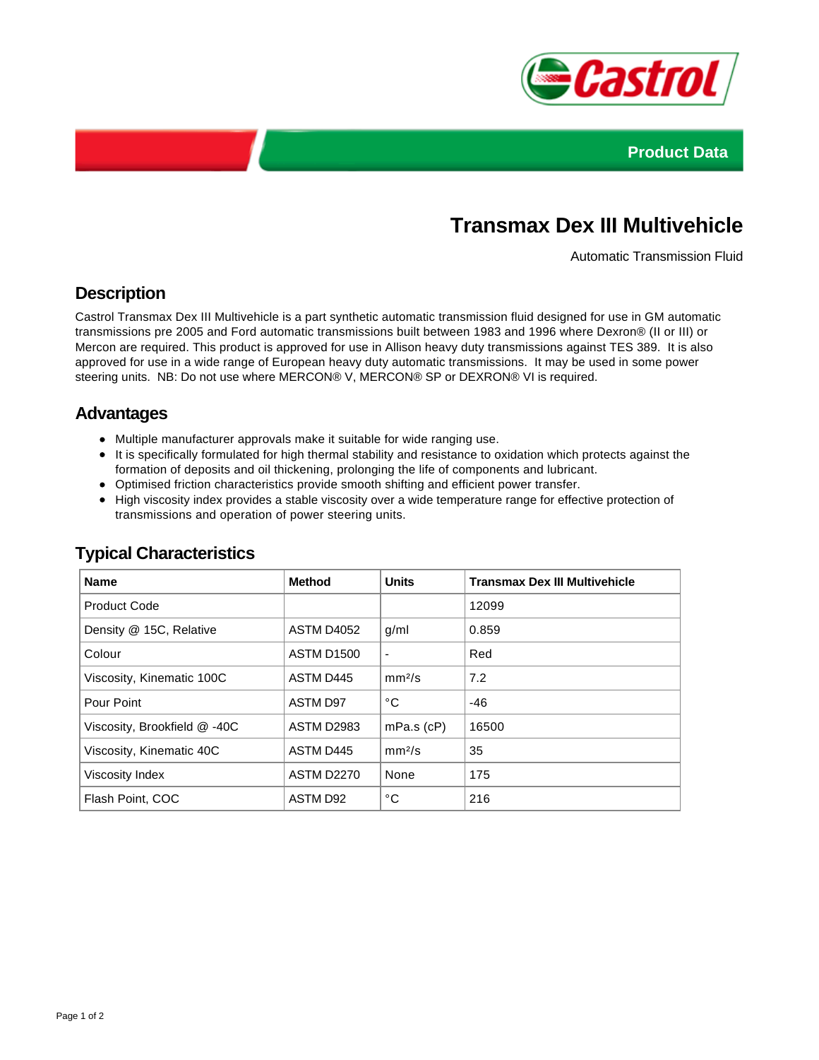Product Data

# Transmax Dex III Multivehicle

Automatic Transmission Fluid

## Description

Castrol Transmax Dex III Multivehicle is a part synthetic automatic transmission fluid designed for use in GM automatic transmissions pre 2005 and Ford automatic transmissions built between 1983 and 1996 where Dexron® (II or III) or Mercon are required. This product is approved for use in Allison heavy duty transmissions against TES 389. It is also approved for use in a wide range of European heavy duty automatic transmissions. It may be used in some power steering units. NB: Do not use where MERCON® V, MERCON® SP or DEXRON® VI is required.

## Advantages

- Multiple manufacturer approvals make it suitable for wide ranging use.
- It is specifically formulated for high thermal stability and resistance to oxidation which protects against the formation of deposits and oil thickening, prolonging the life of components and lubricant.
- Optimised friction characteristics provide smooth shifting and efficient power transfer.
- High viscosity index provides a stable viscosity over a wide temperature range for effective protection of transmissions and operation of power steering units.

## Typical Characteristics

| Name | Method | Units | Transmax Dex III Multivehicle |
|---|---|---|---|
| Product Code | | | 12099 |
| Density @ 15C, Relative | ASTM D4052 | g/ml | 0.859 |
| Colour | ASTM D1500 | - | Red |
| Viscosity, Kinematic 100C | ASTM D445 | mm²/s | 7.2 |
| Pour Point | ASTM D97 | °C | -46 |
| Viscosity, Brookfield @ -40C | ASTM D2983 | mPa.s (cP) | 16500 |
| Viscosity, Kinematic 40C | ASTM D445 | mm²/s | 35 |
| Viscosity Index | ASTM D2270 | None | 175 |
| Flash Point, COC | ASTM D92 | °C | 216 |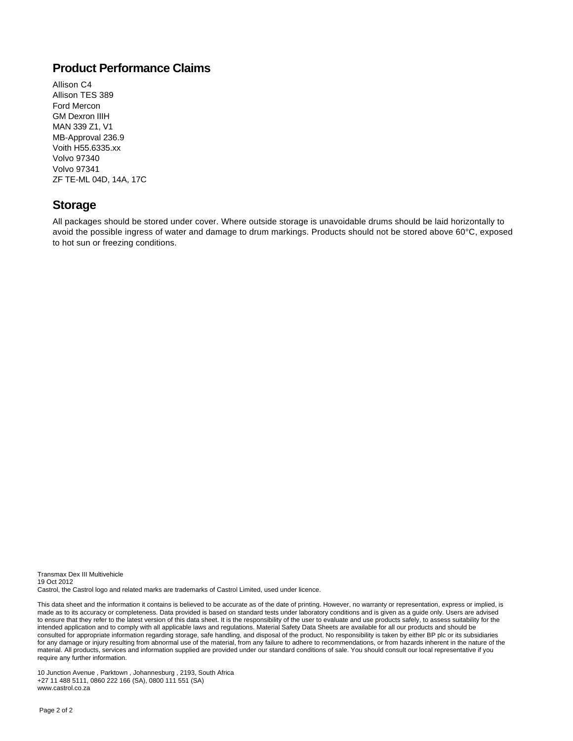## Product Performance Claims

Allison C4
Allison TES 389
Ford Mercon
GM Dexron IIIH
MAN 339 Z1, V1
MB-Approval 236.9
Voith H55.6335.xx
Volvo 97340
Volvo 97341
ZF TE-ML 04D, 14A, 17C

## Storage

All packages should be stored under cover. Where outside storage is unavoidable drums should be laid horizontally to avoid the possible ingress of water and damage to drum markings. Products should not be stored above 60°C, exposed to hot sun or freezing conditions.

Transmax Dex III Multivehicle
19 Oct 2012
Castrol, the Castrol logo and related marks are trademarks of Castrol Limited, used under licence.

This data sheet and the information it contains is believed to be accurate as of the date of printing. However, no warranty or representation, express or implied, is made as to its accuracy or completeness. Data provided is based on standard tests under laboratory conditions and is given as a guide only. Users are advised to ensure that they refer to the latest version of this data sheet. It is the responsibility of the user to evaluate and use products safely, to assess suitability for the intended application and to comply with all applicable laws and regulations. Material Safety Data Sheets are available for all our products and should be consulted for appropriate information regarding storage, safe handling, and disposal of the product. No responsibility is taken by either BP plc or its subsidiaries for any damage or injury resulting from abnormal use of the material, from any failure to adhere to recommendations, or from hazards inherent in the nature of the material. All products, services and information supplied are provided under our standard conditions of sale. You should consult our local representative if you require any further information.

10 Junction Avenue , Parktown , Johannesburg , 2193, South Africa
+27 11 488 5111, 0860 222 166 (SA), 0800 111 551 (SA)
www.castrol.co.za